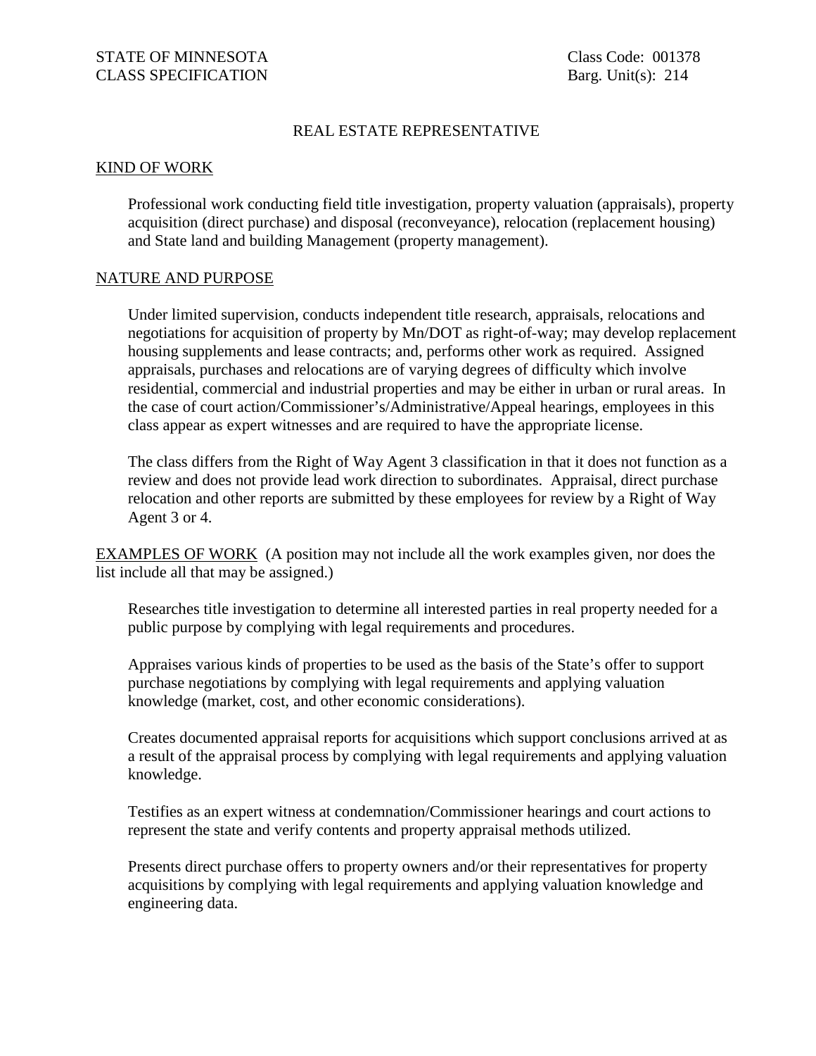STATE OF MINNESOTA
CLASS SPECIFICATION

Class Code: 001378
Barg. Unit(s): 214

# REAL ESTATE REPRESENTATIVE

## KIND OF WORK

Professional work conducting field title investigation, property valuation (appraisals), property acquisition (direct purchase) and disposal (reconveyance), relocation (replacement housing) and State land and building Management (property management).

## NATURE AND PURPOSE

Under limited supervision, conducts independent title research, appraisals, relocations and negotiations for acquisition of property by Mn/DOT as right-of-way; may develop replacement housing supplements and lease contracts; and, performs other work as required. Assigned appraisals, purchases and relocations are of varying degrees of difficulty which involve residential, commercial and industrial properties and may be either in urban or rural areas. In the case of court action/Commissioner's/Administrative/Appeal hearings, employees in this class appear as expert witnesses and are required to have the appropriate license.

The class differs from the Right of Way Agent 3 classification in that it does not function as a review and does not provide lead work direction to subordinates. Appraisal, direct purchase relocation and other reports are submitted by these employees for review by a Right of Way Agent 3 or 4.

## EXAMPLES OF WORK

(A position may not include all the work examples given, nor does the list include all that may be assigned.)

Researches title investigation to determine all interested parties in real property needed for a public purpose by complying with legal requirements and procedures.

Appraises various kinds of properties to be used as the basis of the State's offer to support purchase negotiations by complying with legal requirements and applying valuation knowledge (market, cost, and other economic considerations).

Creates documented appraisal reports for acquisitions which support conclusions arrived at as a result of the appraisal process by complying with legal requirements and applying valuation knowledge.

Testifies as an expert witness at condemnation/Commissioner hearings and court actions to represent the state and verify contents and property appraisal methods utilized.

Presents direct purchase offers to property owners and/or their representatives for property acquisitions by complying with legal requirements and applying valuation knowledge and engineering data.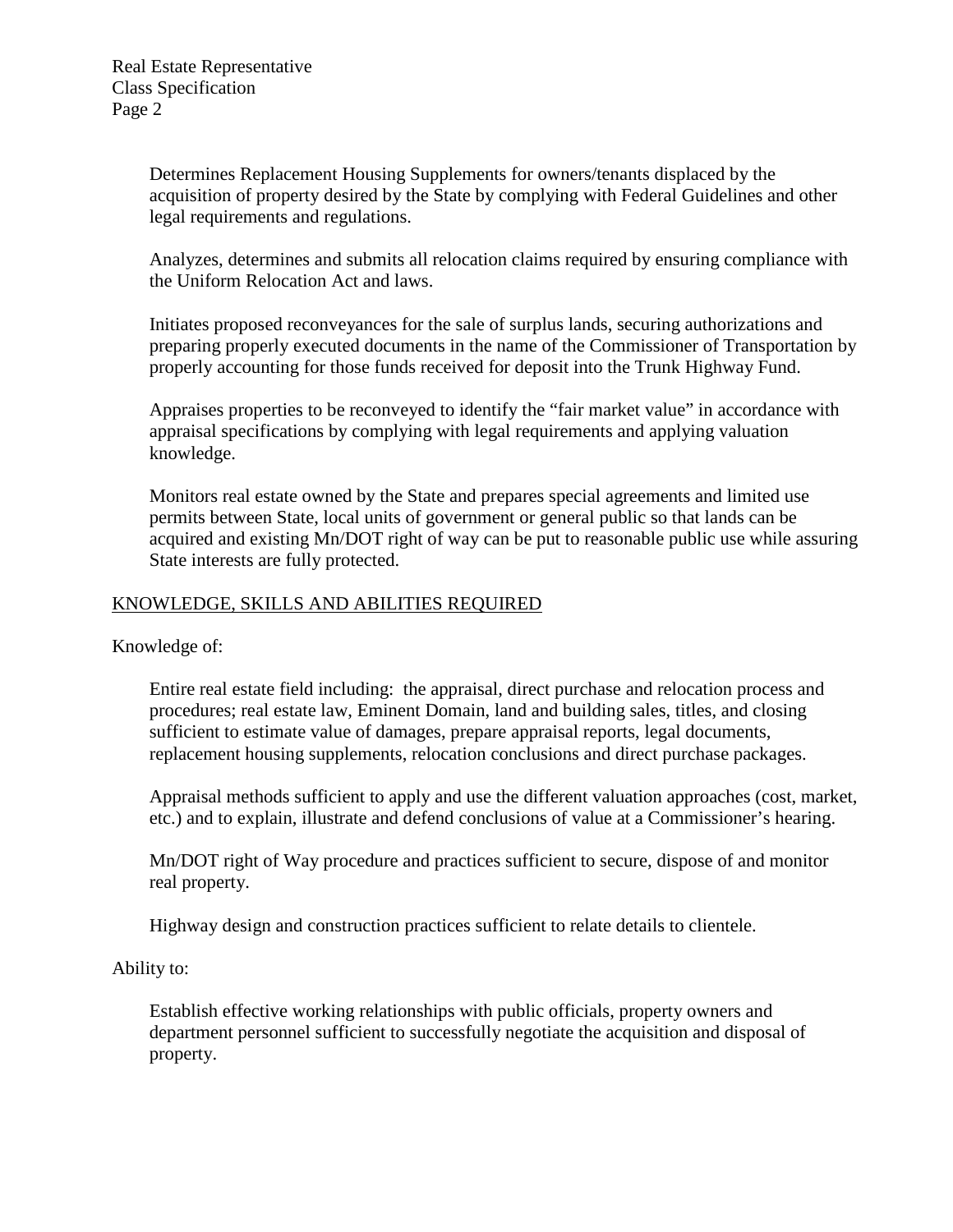Determines Replacement Housing Supplements for owners/tenants displaced by the acquisition of property desired by the State by complying with Federal Guidelines and other legal requirements and regulations.

Analyzes, determines and submits all relocation claims required by ensuring compliance with the Uniform Relocation Act and laws.

Initiates proposed reconveyances for the sale of surplus lands, securing authorizations and preparing properly executed documents in the name of the Commissioner of Transportation by properly accounting for those funds received for deposit into the Trunk Highway Fund.

Appraises properties to be reconveyed to identify the "fair market value" in accordance with appraisal specifications by complying with legal requirements and applying valuation knowledge.

Monitors real estate owned by the State and prepares special agreements and limited use permits between State, local units of government or general public so that lands can be acquired and existing Mn/DOT right of way can be put to reasonable public use while assuring State interests are fully protected.

## KNOWLEDGE, SKILLS AND ABILITIES REQUIRED

Knowledge of:

Entire real estate field including: the appraisal, direct purchase and relocation process and procedures; real estate law, Eminent Domain, land and building sales, titles, and closing sufficient to estimate value of damages, prepare appraisal reports, legal documents, replacement housing supplements, relocation conclusions and direct purchase packages.

Appraisal methods sufficient to apply and use the different valuation approaches (cost, market, etc.) and to explain, illustrate and defend conclusions of value at a Commissioner's hearing.

Mn/DOT right of Way procedure and practices sufficient to secure, dispose of and monitor real property.

Highway design and construction practices sufficient to relate details to clientele.

Ability to:

Establish effective working relationships with public officials, property owners and department personnel sufficient to successfully negotiate the acquisition and disposal of property.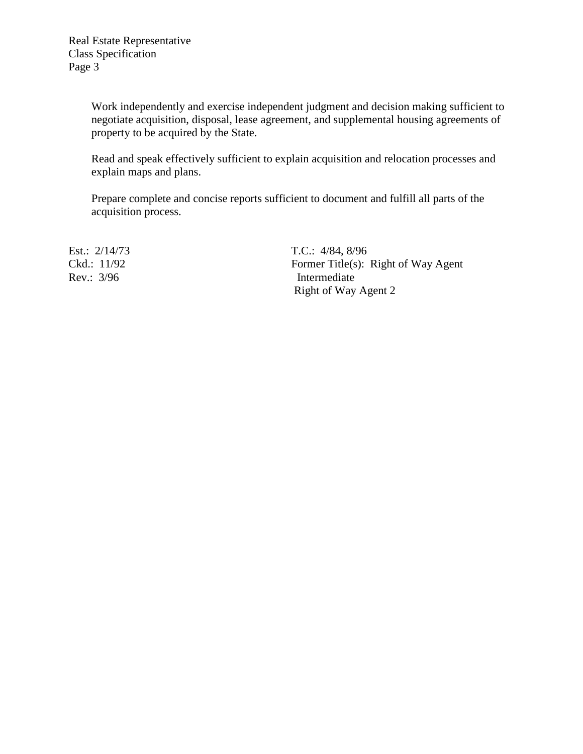Work independently and exercise independent judgment and decision making sufficient to negotiate acquisition, disposal, lease agreement, and supplemental housing agreements of property to be acquired by the State.

Read and speak effectively sufficient to explain acquisition and relocation processes and explain maps and plans.

Prepare complete and concise reports sufficient to document and fulfill all parts of the acquisition process.

Est.: 2/14/73
Ckd.: 11/92
Rev.: 3/96

T.C.: 4/84, 8/96
Former Title(s): Right of Way Agent Intermediate
Right of Way Agent 2